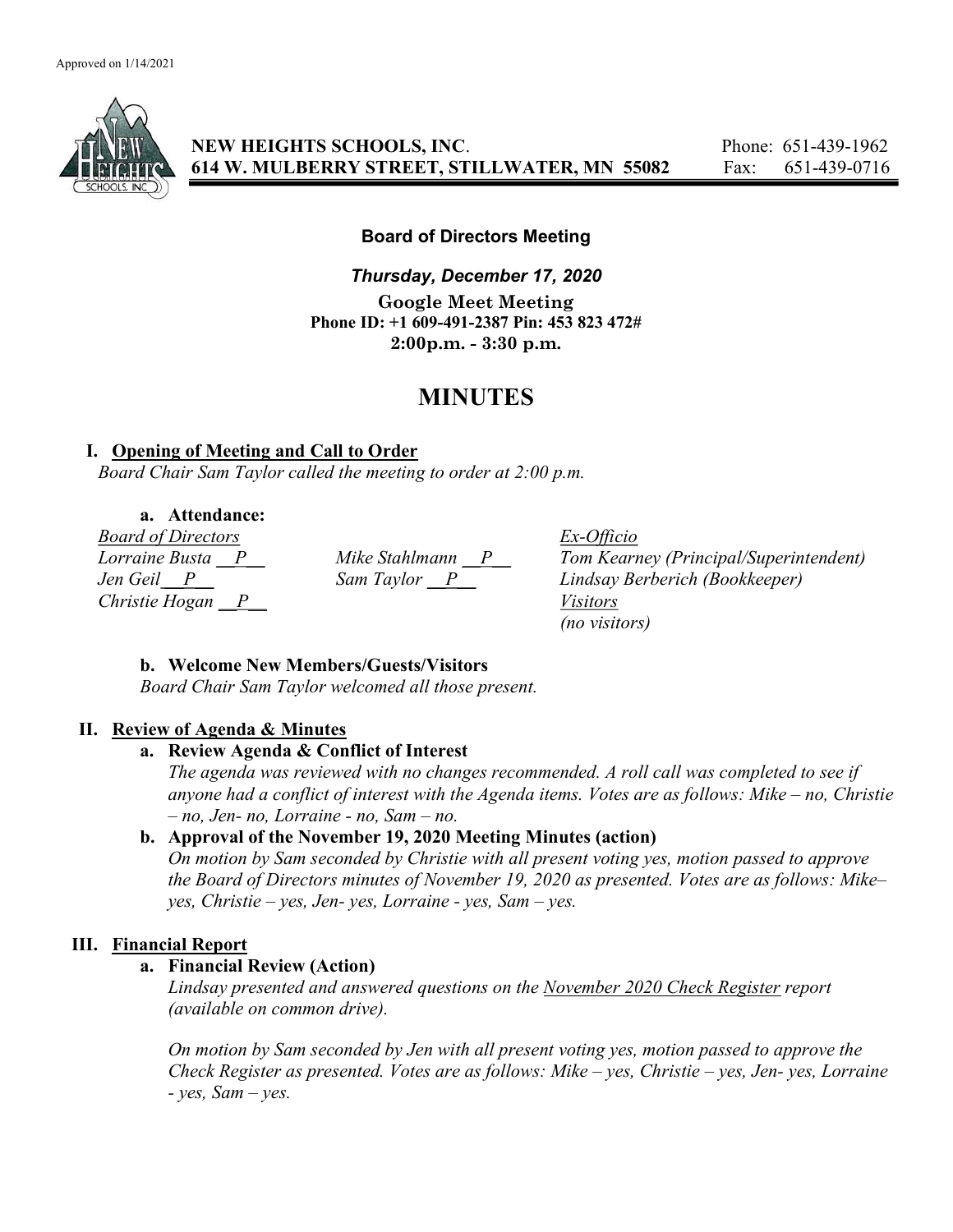Approved on 1/14/2021

**NEW HEIGHTS SCHOOLS, INC.**
**614 W. MULBERRY STREET, STILLWATER, MN 55082**

Phone: 651-439-1962
Fax: 651-439-0716

**Board of Directors Meeting**

***Thursday, December 17, 2020***

**Google Meet Meeting**
**Phone ID: +1 609-491-2387 Pin: 453 823 472#**
**2:00p.m. - 3:30 p.m.**

# MINUTES

## I. Opening of Meeting and Call to Order

*Board Chair Sam Taylor called the meeting to order at 2:00 p.m.*

### a. Attendance:

| *Board of Directors* | | *Ex-Officio* |
|---|---|---|
| *Lorraine Busta \_\_P\_\_* | *Mike Stahlmann \_\_P\_\_* | *Tom Kearney (Principal/Superintendent)* |
| *Jen Geil \_\_P\_\_* | *Sam Taylor \_\_P\_\_* | *Lindsay Berberich (Bookkeeper)* |
| *Christie Hogan \_\_P\_\_* | | *Visitors* |
| | | *(no visitors)* |

### b. Welcome New Members/Guests/Visitors

*Board Chair Sam Taylor welcomed all those present.*

## II. Review of Agenda & Minutes

### a. Review Agenda & Conflict of Interest

*The agenda was reviewed with no changes recommended. A roll call was completed to see if anyone had a conflict of interest with the Agenda items. Votes are as follows: Mike – no, Christie – no, Jen- no, Lorraine - no, Sam – no.*

### b. Approval of the November 19, 2020 Meeting Minutes (action)

*On motion by Sam seconded by Christie with all present voting yes, motion passed to approve the Board of Directors minutes of November 19, 2020 as presented. Votes are as follows: Mike– yes, Christie – yes, Jen- yes, Lorraine - yes, Sam – yes.*

## III. Financial Report

### a. Financial Review (Action)

*Lindsay presented and answered questions on the November 2020 Check Register report (available on common drive).*

*On motion by Sam seconded by Jen with all present voting yes, motion passed to approve the Check Register as presented. Votes are as follows: Mike – yes, Christie – yes, Jen- yes, Lorraine - yes, Sam – yes.*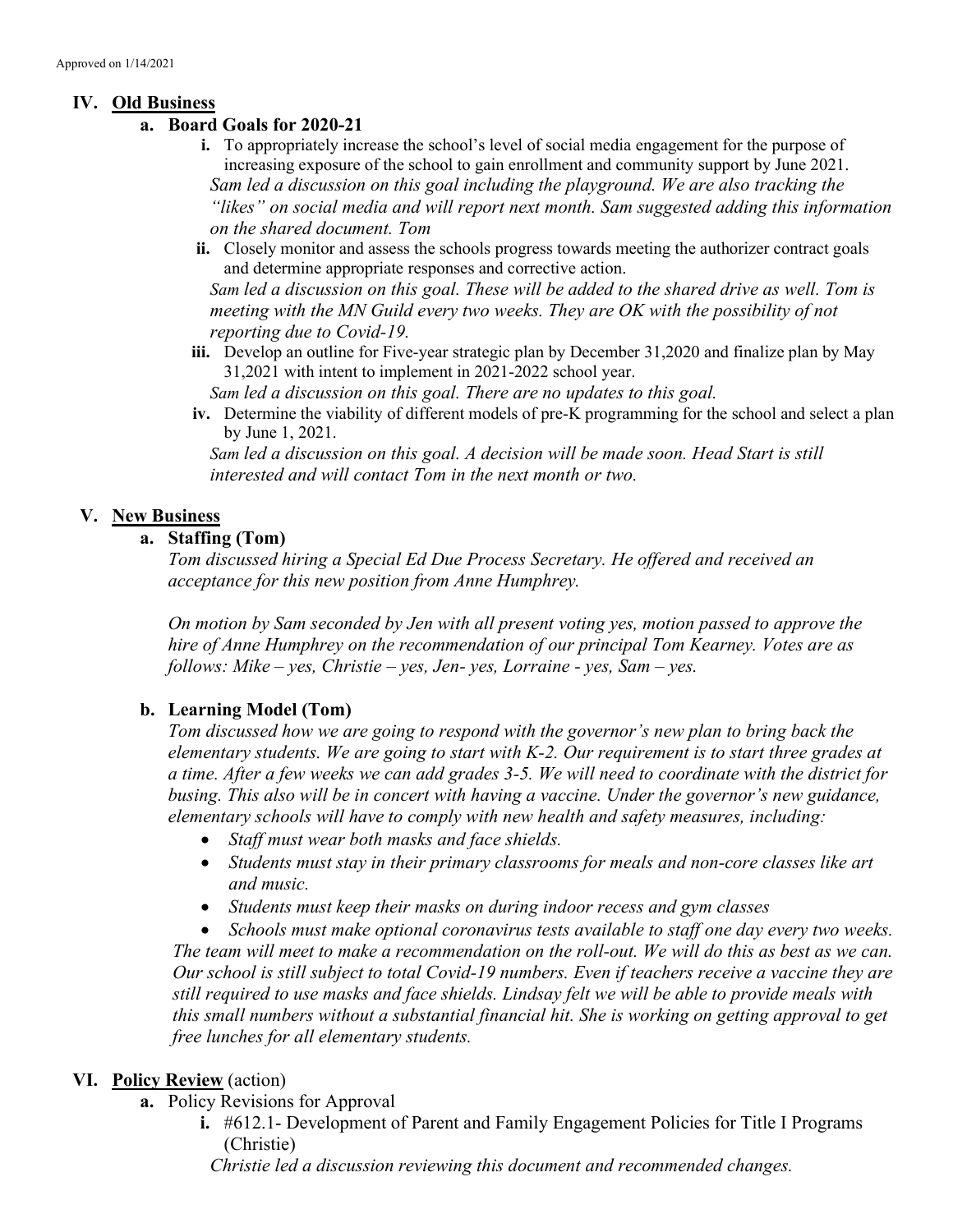Approved on 1/14/2021

## IV. Old Business

### a. Board Goals for 2020-21

**i.** To appropriately increase the school's level of social media engagement for the purpose of increasing exposure of the school to gain enrollment and community support by June 2021.

*Sam led a discussion on this goal including the playground. We are also tracking the "likes" on social media and will report next month. Sam suggested adding this information on the shared document. Tom*

**ii.** Closely monitor and assess the schools progress towards meeting the authorizer contract goals and determine appropriate responses and corrective action.

*Sam led a discussion on this goal. These will be added to the shared drive as well. Tom is meeting with the MN Guild every two weeks. They are OK with the possibility of not reporting due to Covid-19.*

**iii.** Develop an outline for Five-year strategic plan by December 31,2020 and finalize plan by May 31,2021 with intent to implement in 2021-2022 school year.

*Sam led a discussion on this goal. There are no updates to this goal.*

**iv.** Determine the viability of different models of pre-K programming for the school and select a plan by June 1, 2021.

*Sam led a discussion on this goal. A decision will be made soon. Head Start is still interested and will contact Tom in the next month or two.*

## V. New Business

### a. Staffing (Tom)

*Tom discussed hiring a Special Ed Due Process Secretary. He offered and received an acceptance for this new position from Anne Humphrey.*

*On motion by Sam seconded by Jen with all present voting yes, motion passed to approve the hire of Anne Humphrey on the recommendation of our principal Tom Kearney. Votes are as follows: Mike – yes, Christie – yes, Jen- yes, Lorraine - yes, Sam – yes.*

### b. Learning Model (Tom)

*Tom discussed how we are going to respond with the governor's new plan to bring back the elementary students. We are going to start with K-2. Our requirement is to start three grades at a time. After a few weeks we can add grades 3-5. We will need to coordinate with the district for busing. This also will be in concert with having a vaccine. Under the governor's new guidance, elementary schools will have to comply with new health and safety measures, including:*

- *Staff must wear both masks and face shields.*
- *Students must stay in their primary classrooms for meals and non-core classes like art and music.*
- *Students must keep their masks on during indoor recess and gym classes*
- *Schools must make optional coronavirus tests available to staff one day every two weeks.*

*The team will meet to make a recommendation on the roll-out. We will do this as best as we can. Our school is still subject to total Covid-19 numbers. Even if teachers receive a vaccine they are still required to use masks and face shields. Lindsay felt we will be able to provide meals with this small numbers without a substantial financial hit. She is working on getting approval to get free lunches for all elementary students.*

## VI. Policy Review (action)

**a.** Policy Revisions for Approval

**i.** #612.1- Development of Parent and Family Engagement Policies for Title I Programs (Christie)

*Christie led a discussion reviewing this document and recommended changes.*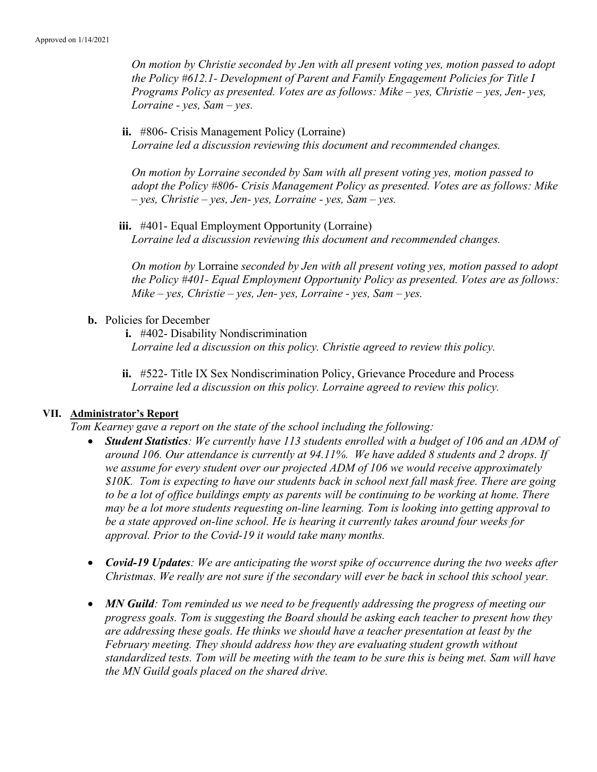*On motion by Christie seconded by Jen with all present voting yes, motion passed to adopt the Policy #612.1- Development of Parent and Family Engagement Policies for Title I Programs Policy as presented. Votes are as follows: Mike – yes, Christie – yes, Jen- yes, Lorraine - yes, Sam – yes.*

**ii.** #806- Crisis Management Policy (Lorraine)
*Lorraine led a discussion reviewing this document and recommended changes.*

*On motion by Lorraine seconded by Sam with all present voting yes, motion passed to adopt the Policy #806- Crisis Management Policy as presented. Votes are as follows: Mike – yes, Christie – yes, Jen- yes, Lorraine - yes, Sam – yes.*

**iii.** #401- Equal Employment Opportunity (Lorraine)
*Lorraine led a discussion reviewing this document and recommended changes.*

*On motion by* Lorraine *seconded by Jen with all present voting yes, motion passed to adopt the Policy #401- Equal Employment Opportunity Policy as presented. Votes are as follows: Mike – yes, Christie – yes, Jen- yes, Lorraine - yes, Sam – yes.*

**b.** Policies for December

**i.** #402- Disability Nondiscrimination
*Lorraine led a discussion on this policy. Christie agreed to review this policy.*

**ii.** #522- Title IX Sex Nondiscrimination Policy, Grievance Procedure and Process
*Lorraine led a discussion on this policy. Lorraine agreed to review this policy.*

## VII. Administrator's Report

*Tom Kearney gave a report on the state of the school including the following:*

- ***Student Statistics**: We currently have 113 students enrolled with a budget of 106 and an ADM of around 106. Our attendance is currently at 94.11%. We have added 8 students and 2 drops. If we assume for every student over our projected ADM of 106 we would receive approximately $10K. Tom is expecting to have our students back in school next fall mask free. There are going to be a lot of office buildings empty as parents will be continuing to be working at home. There may be a lot more students requesting on-line learning. Tom is looking into getting approval to be a state approved on-line school. He is hearing it currently takes around four weeks for approval. Prior to the Covid-19 it would take many months.*

- ***Covid-19 Updates**: We are anticipating the worst spike of occurrence during the two weeks after Christmas. We really are not sure if the secondary will ever be back in school this school year.*

- ***MN Guild**: Tom reminded us we need to be frequently addressing the progress of meeting our progress goals. Tom is suggesting the Board should be asking each teacher to present how they are addressing these goals. He thinks we should have a teacher presentation at least by the February meeting. They should address how they are evaluating student growth without standardized tests. Tom will be meeting with the team to be sure this is being met. Sam will have the MN Guild goals placed on the shared drive.*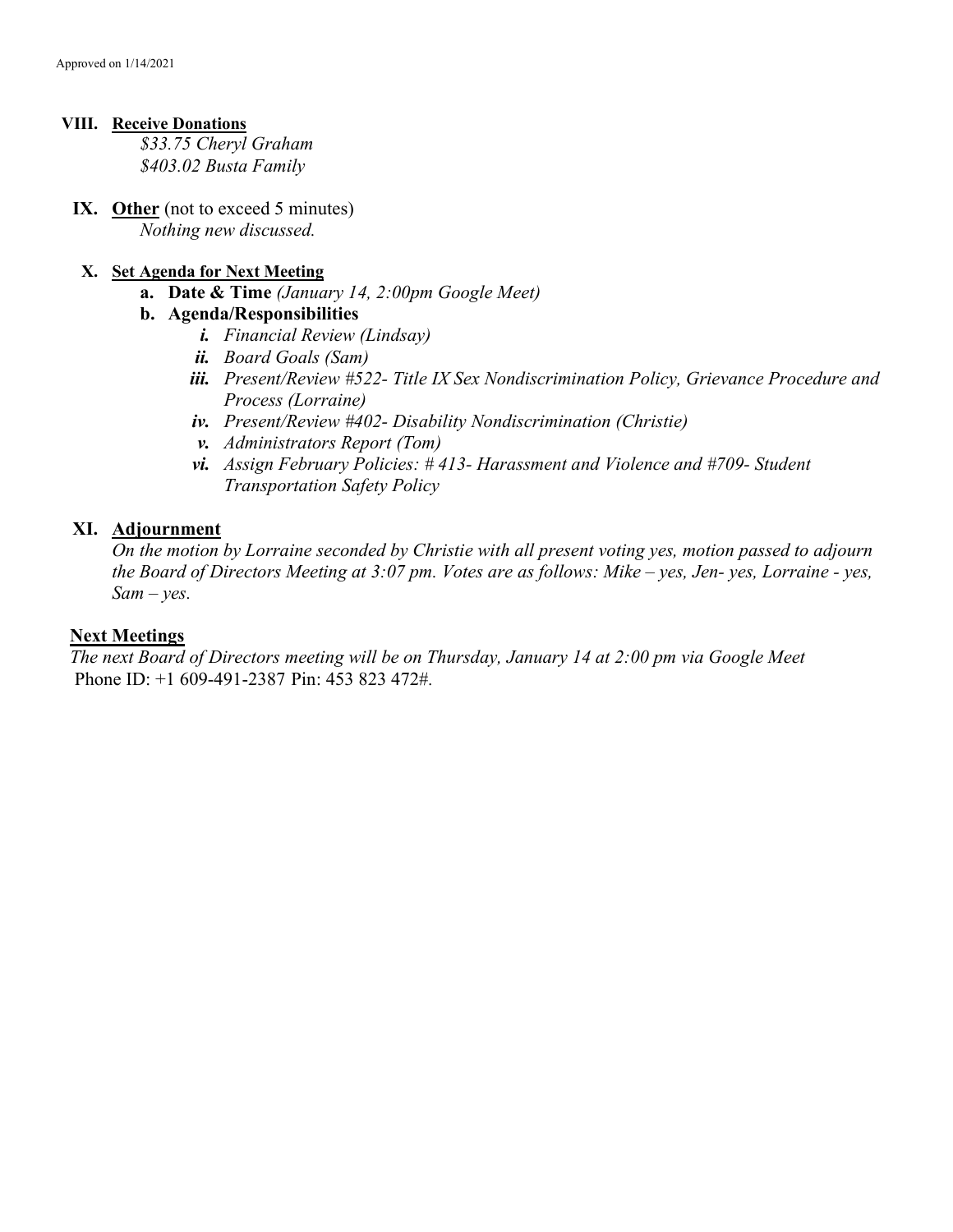Approved on 1/14/2021

**VIII. Receive Donations**

*$33.75 Cheryl Graham*
*$403.02 Busta Family*

**IX. Other** (not to exceed 5 minutes)

*Nothing new discussed.*

**X. Set Agenda for Next Meeting**

- **a. Date & Time** *(January 14, 2:00pm Google Meet)*
- **b. Agenda/Responsibilities**
  - ***i.*** *Financial Review (Lindsay)*
  - ***ii.*** *Board Goals (Sam)*
  - ***iii.*** *Present/Review #522- Title IX Sex Nondiscrimination Policy, Grievance Procedure and Process (Lorraine)*
  - ***iv.*** *Present/Review #402- Disability Nondiscrimination (Christie)*
  - ***v.*** *Administrators Report (Tom)*
  - ***vi.*** *Assign February Policies: # 413- Harassment and Violence and #709- Student Transportation Safety Policy*

**XI. Adjournment**

*On the motion by Lorraine seconded by Christie with all present voting yes, motion passed to adjourn the Board of Directors Meeting at 3:07 pm. Votes are as follows: Mike – yes, Jen- yes, Lorraine - yes, Sam – yes.*

**Next Meetings**

*The next Board of Directors meeting will be on Thursday, January 14 at 2:00 pm via Google Meet*
Phone ID: +1 609-491-2387 Pin: 453 823 472#.